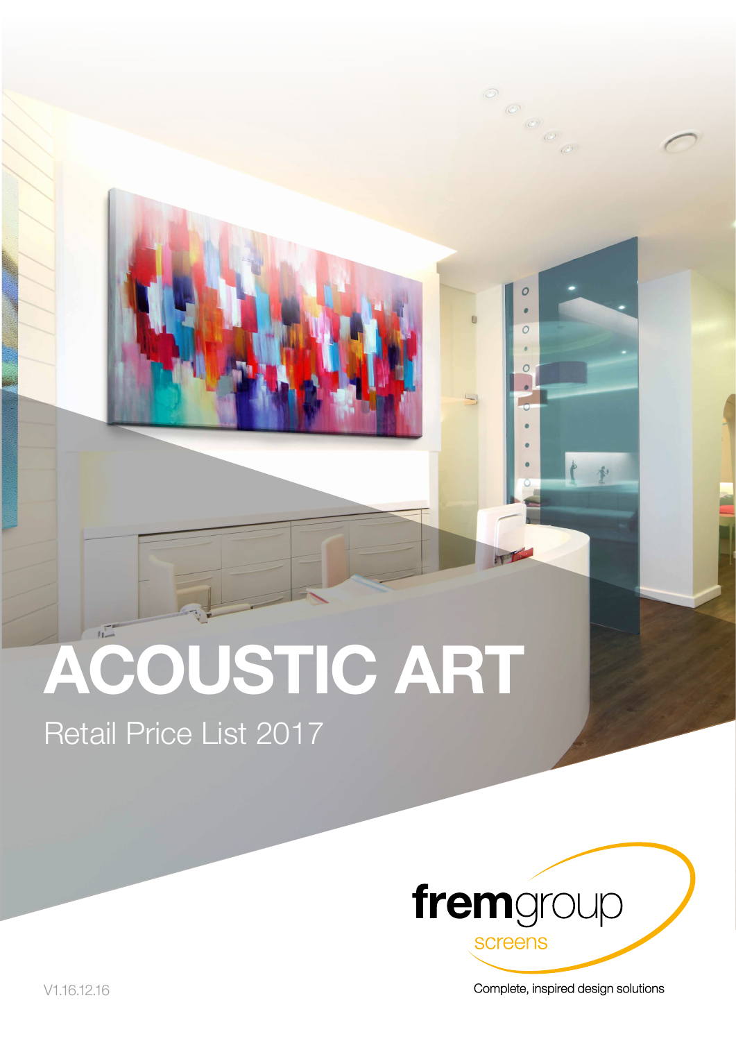# ACOUSTIC ART

Retail Price List 2017

fremgroup
screens

Complete, inspired design solutions

V1.16.12.16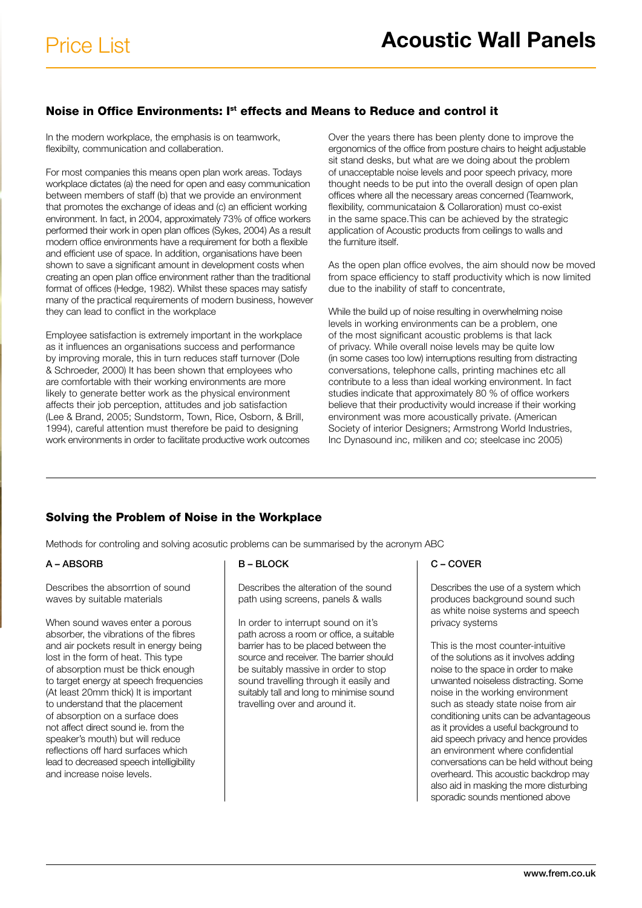# Acoustic Wall Panels

## Noise in Office Environments: I[st] effects and Means to Reduce and control it

In the modern workplace, the emphasis is on teamwork, flexibilty, communication and collaberation.

For most companies this means open plan work areas. Todays workplace dictates (a) the need for open and easy communication between members of staff (b) that we provide an environment that promotes the exchange of ideas and (c) an efficient working environment. In fact, in 2004, approximately 73% of office workers performed their work in open plan offices (Sykes, 2004) As a result modern office environments have a requirement for both a flexible and efficient use of space. In addition, organisations have been shown to save a significant amount in development costs when creating an open plan office environment rather than the traditional format of offices (Hedge, 1982). Whilst these spaces may satisfy many of the practical requirements of modern business, however they can lead to conflict in the workplace

Employee satisfaction is extremely important in the workplace as it influences an organisations success and performance by improving morale, this in turn reduces staff turnover (Dole & Schroeder, 2000) It has been shown that employees who are comfortable with their working environments are more likely to generate better work as the physical environment affects their job perception, attitudes and job satisfaction (Lee & Brand, 2005; Sundstorm, Town, Rice, Osborn, & Brill, 1994), careful attention must therefore be paid to designing work environments in order to facilitate productive work outcomes

Over the years there has been plenty done to improve the ergonomics of the office from posture chairs to height adjustable sit stand desks, but what are we doing about the problem of unacceptable noise levels and poor speech privacy, more thought needs to be put into the overall design of open plan offices where all the necessary areas concerned (Teamwork, flexibility, communicataion & Collaroration) must co-exist in the same space.This can be achieved by the strategic application of Acoustic products from ceilings to walls and the furniture itself.

As the open plan office evolves, the aim should now be moved from space efficiency to staff productivity which is now limited due to the inability of staff to concentrate,

While the build up of noise resulting in overwhelming noise levels in working environments can be a problem, one of the most significant acoustic problems is that lack of privacy. While overall noise levels may be quite low (in some cases too low) interruptions resulting from distracting conversations, telephone calls, printing machines etc all contribute to a less than ideal working environment. In fact studies indicate that approximately 80 % of office workers believe that their productivity would increase if their working environment was more acoustically private. (American Society of interior Designers; Armstrong World Industries, Inc Dynasound inc, miliken and co; steelcase inc 2005)

## Solving the Problem of Noise in the Workplace

Methods for controling and solving acosutic problems can be summarised by the acronym ABC

### A – ABSORB

Describes the absorrtion of sound waves by suitable materials

When sound waves enter a porous absorber, the vibrations of the fibres and air pockets result in energy being lost in the form of heat. This type of absorption must be thick enough to target energy at speech frequencies (At least 20mm thick) It is important to understand that the placement of absorption on a surface does not affect direct sound ie. from the speaker's mouth) but will reduce reflections off hard surfaces which lead to decreased speech intelligibility and increase noise levels.

### B – BLOCK

Describes the alteration of the sound path using screens, panels & walls

In order to interrupt sound on it's path across a room or office, a suitable barrier has to be placed between the source and receiver. The barrier should be suitably massive in order to stop sound travelling through it easily and suitably tall and long to minimise sound travelling over and around it.

### C – COVER

Describes the use of a system which produces background sound such as white noise systems and speech privacy systems

This is the most counter-intuitive of the solutions as it involves adding noise to the space in order to make unwanted noiseless distracting. Some noise in the working environment such as steady state noise from air conditioning units can be advantageous as it provides a useful background to aid speech privacy and hence provides an environment where confidential conversations can be held without being overheard. This acoustic backdrop may also aid in masking the more disturbing sporadic sounds mentioned above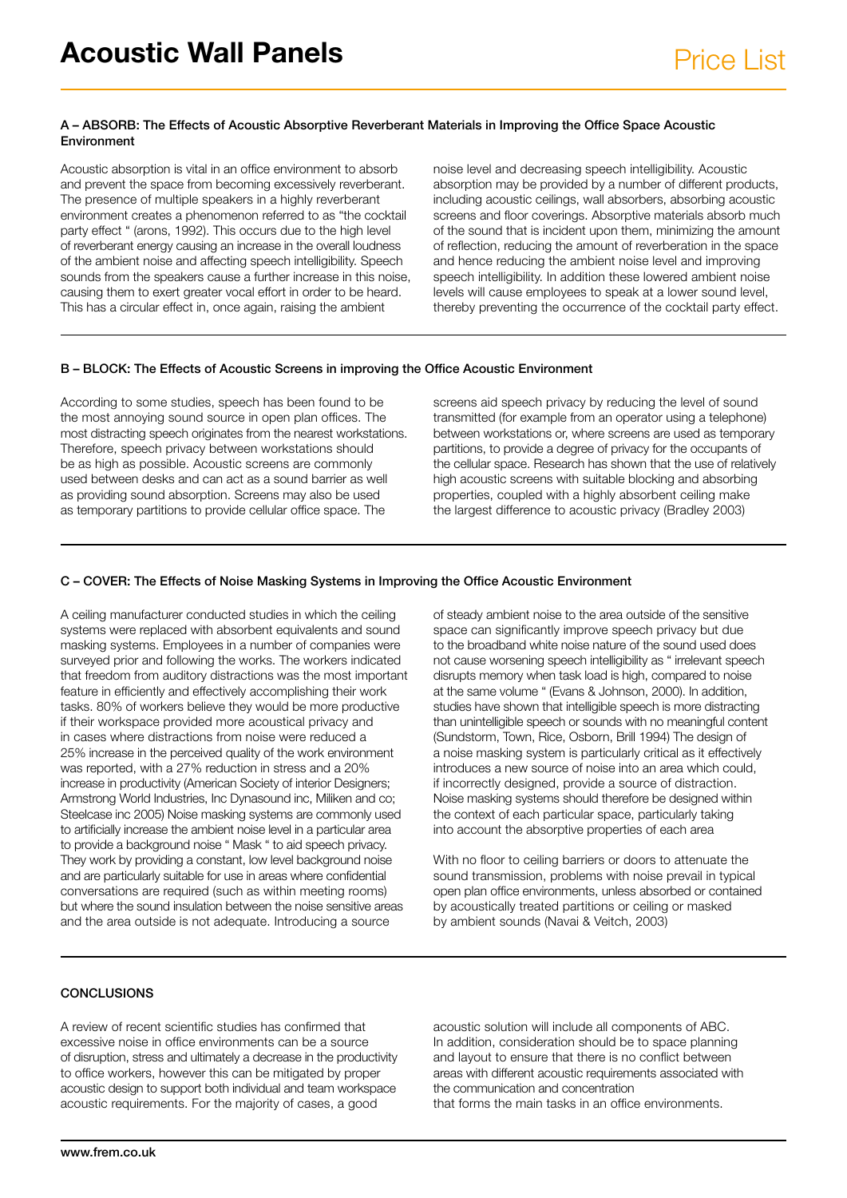# Acoustic Wall Panels

Price List

### A – ABSORB: The Effects of Acoustic Absorptive Reverberant Materials in Improving the Office Space Acoustic Environment

Acoustic absorption is vital in an office environment to absorb and prevent the space from becoming excessively reverberant. The presence of multiple speakers in a highly reverberant environment creates a phenomenon referred to as "the cocktail party effect " (arons, 1992). This occurs due to the high level of reverberant energy causing an increase in the overall loudness of the ambient noise and affecting speech intelligibility. Speech sounds from the speakers cause a further increase in this noise, causing them to exert greater vocal effort in order to be heard. This has a circular effect in, once again, raising the ambient noise level and decreasing speech intelligibility. Acoustic absorption may be provided by a number of different products, including acoustic ceilings, wall absorbers, absorbing acoustic screens and floor coverings. Absorptive materials absorb much of the sound that is incident upon them, minimizing the amount of reflection, reducing the amount of reverberation in the space and hence reducing the ambient noise level and improving speech intelligibility. In addition these lowered ambient noise levels will cause employees to speak at a lower sound level, thereby preventing the occurrence of the cocktail party effect.

### B – BLOCK: The Effects of Acoustic Screens in improving the Office Acoustic Environment

According to some studies, speech has been found to be the most annoying sound source in open plan offices. The most distracting speech originates from the nearest workstations. Therefore, speech privacy between workstations should be as high as possible. Acoustic screens are commonly used between desks and can act as a sound barrier as well as providing sound absorption. Screens may also be used as temporary partitions to provide cellular office space. The screens aid speech privacy by reducing the level of sound transmitted (for example from an operator using a telephone) between workstations or, where screens are used as temporary partitions, to provide a degree of privacy for the occupants of the cellular space. Research has shown that the use of relatively high acoustic screens with suitable blocking and absorbing properties, coupled with a highly absorbent ceiling make the largest difference to acoustic privacy (Bradley 2003)

### C – COVER: The Effects of Noise Masking Systems in Improving the Office Acoustic Environment

A ceiling manufacturer conducted studies in which the ceiling systems were replaced with absorbent equivalents and sound masking systems. Employees in a number of companies were surveyed prior and following the works. The workers indicated that freedom from auditory distractions was the most important feature in efficiently and effectively accomplishing their work tasks. 80% of workers believe they would be more productive if their workspace provided more acoustical privacy and in cases where distractions from noise were reduced a 25% increase in the perceived quality of the work environment was reported, with a 27% reduction in stress and a 20% increase in productivity (American Society of interior Designers; Armstrong World Industries, Inc Dynasound inc, Miliken and co; Steelcase inc 2005) Noise masking systems are commonly used to artificially increase the ambient noise level in a particular area to provide a background noise " Mask " to aid speech privacy. They work by providing a constant, low level background noise and are particularly suitable for use in areas where confidential conversations are required (such as within meeting rooms) but where the sound insulation between the noise sensitive areas and the area outside is not adequate. Introducing a source of steady ambient noise to the area outside of the sensitive space can significantly improve speech privacy but due to the broadband white noise nature of the sound used does not cause worsening speech intelligibility as " irrelevant speech disrupts memory when task load is high, compared to noise at the same volume " (Evans & Johnson, 2000). In addition, studies have shown that intelligible speech is more distracting than unintelligible speech or sounds with no meaningful content (Sundstorm, Town, Rice, Osborn, Brill 1994) The design of a noise masking system is particularly critical as it effectively introduces a new source of noise into an area which could, if incorrectly designed, provide a source of distraction. Noise masking systems should therefore be designed within the context of each particular space, particularly taking into account the absorptive properties of each area

With no floor to ceiling barriers or doors to attenuate the sound transmission, problems with noise prevail in typical open plan office environments, unless absorbed or contained by acoustically treated partitions or ceiling or masked by ambient sounds (Navai & Veitch, 2003)

### CONCLUSIONS

A review of recent scientific studies has confirmed that excessive noise in office environments can be a source of disruption, stress and ultimately a decrease in the productivity to office workers, however this can be mitigated by proper acoustic design to support both individual and team workspace acoustic requirements. For the majority of cases, a good acoustic solution will include all components of ABC. In addition, consideration should be to space planning and layout to ensure that there is no conflict between areas with different acoustic requirements associated with the communication and concentration that forms the main tasks in an office environments.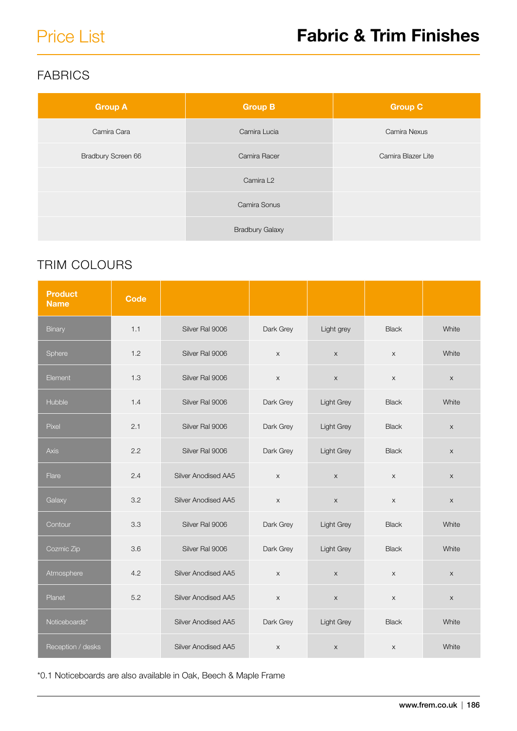# Price List

# Fabric & Trim Finishes

## FABRICS

| Group A | Group B | Group C |
|---|---|---|
| Camira Cara | Camira Lucia | Camira Nexus |
| Bradbury Screen 66 | Camira Racer | Camira Blazer Lite |
| | Camira L2 | |
| | Camira Sonus | |
| | Bradbury Galaxy | |

## TRIM COLOURS

| Product Name | Code | | | | | |
|---|---|---|---|---|---|---|
| Binary | 1.1 | Silver Ral 9006 | Dark Grey | Light grey | Black | White |
| Sphere | 1.2 | Silver Ral 9006 | x | x | x | White |
| Element | 1.3 | Silver Ral 9006 | x | x | x | x |
| Hubble | 1.4 | Silver Ral 9006 | Dark Grey | Light Grey | Black | White |
| Pixel | 2.1 | Silver Ral 9006 | Dark Grey | Light Grey | Black | x |
| Axis | 2.2 | Silver Ral 9006 | Dark Grey | Light Grey | Black | x |
| Flare | 2.4 | Silver Anodised AA5 | x | x | x | x |
| Galaxy | 3.2 | Silver Anodised AA5 | x | x | x | x |
| Contour | 3.3 | Silver Ral 9006 | Dark Grey | Light Grey | Black | White |
| Cozmic Zip | 3.6 | Silver Ral 9006 | Dark Grey | Light Grey | Black | White |
| Atmosphere | 4.2 | Silver Anodised AA5 | x | x | x | x |
| Planet | 5.2 | Silver Anodised AA5 | x | x | x | x |
| Noticeboards* | | Silver Anodised AA5 | Dark Grey | Light Grey | Black | White |
| Reception / desks | | Silver Anodised AA5 | x | x | x | White |

*0.1 Noticeboards are also available in Oak, Beech & Maple Frame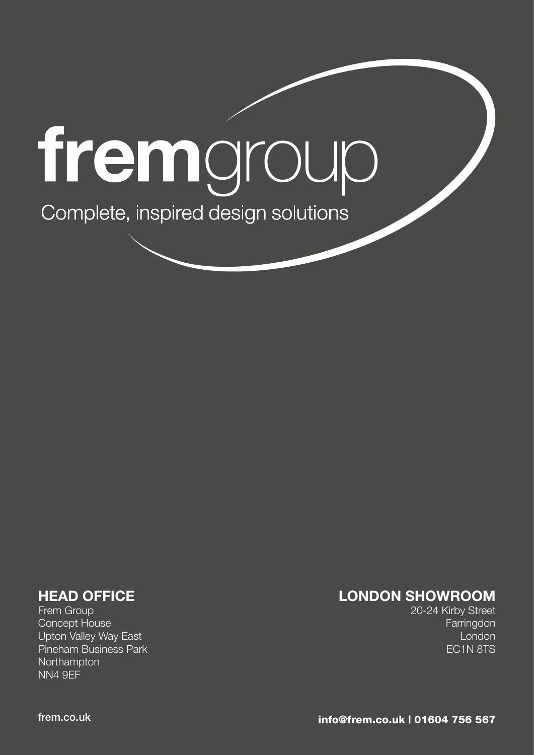# fremgroup

Complete, inspired design solutions

## HEAD OFFICE

Frem Group
Concept House
Upton Valley Way East
Pineham Business Park
Northampton
NN4 9EF

## LONDON SHOWROOM

20-24 Kirby Street
Farringdon
London
EC1N 8TS

frem.co.uk

**info@frem.co.uk | 01604 756 567**